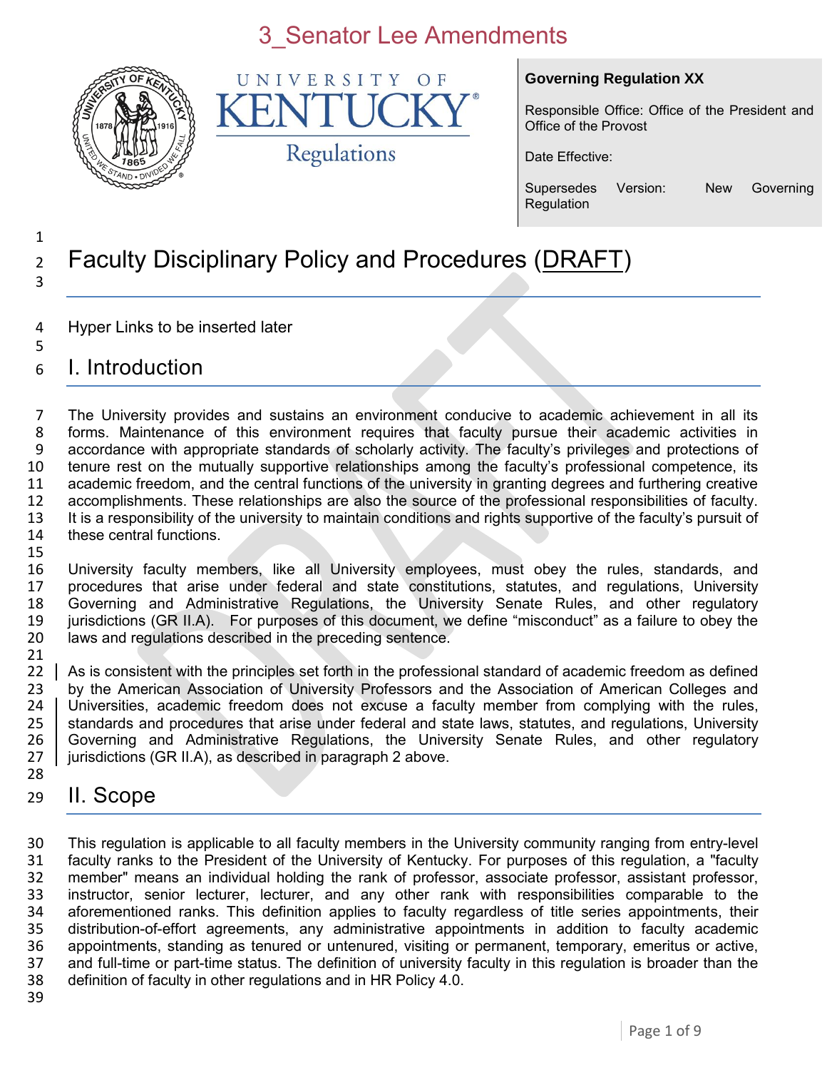3_Senator Lee Amendments

**Governing Regulation XX**

Responsible Office: Office of the President and Office of the Provost

Date Effective:

Supersedes Version: New Governing Regulation

# Faculty Disciplinary Policy and Procedures (DRAFT)

Hyper Links to be inserted later

## I. Introduction

The University provides and sustains an environment conducive to academic achievement in all its forms. Maintenance of this environment requires that faculty pursue their academic activities in accordance with appropriate standards of scholarly activity. The faculty's privileges and protections of tenure rest on the mutually supportive relationships among the faculty's professional competence, its academic freedom, and the central functions of the university in granting degrees and furthering creative accomplishments. These relationships are also the source of the professional responsibilities of faculty. It is a responsibility of the university to maintain conditions and rights supportive of the faculty's pursuit of these central functions.

University faculty members, like all University employees, must obey the rules, standards, and procedures that arise under federal and state constitutions, statutes, and regulations, University Governing and Administrative Regulations, the University Senate Rules, and other regulatory jurisdictions (GR II.A). For purposes of this document, we define "misconduct" as a failure to obey the laws and regulations described in the preceding sentence.

As is consistent with the principles set forth in the professional standard of academic freedom as defined by the American Association of University Professors and the Association of American Colleges and Universities, academic freedom does not excuse a faculty member from complying with the rules, standards and procedures that arise under federal and state laws, statutes, and regulations, University Governing and Administrative Regulations, the University Senate Rules, and other regulatory jurisdictions (GR II.A), as described in paragraph 2 above.

## II. Scope

This regulation is applicable to all faculty members in the University community ranging from entry-level faculty ranks to the President of the University of Kentucky. For purposes of this regulation, a "faculty member" means an individual holding the rank of professor, associate professor, assistant professor, instructor, senior lecturer, lecturer, and any other rank with responsibilities comparable to the aforementioned ranks. This definition applies to faculty regardless of title series appointments, their distribution-of-effort agreements, any administrative appointments in addition to faculty academic appointments, standing as tenured or untenured, visiting or permanent, temporary, emeritus or active, and full-time or part-time status. The definition of university faculty in this regulation is broader than the definition of faculty in other regulations and in HR Policy 4.0.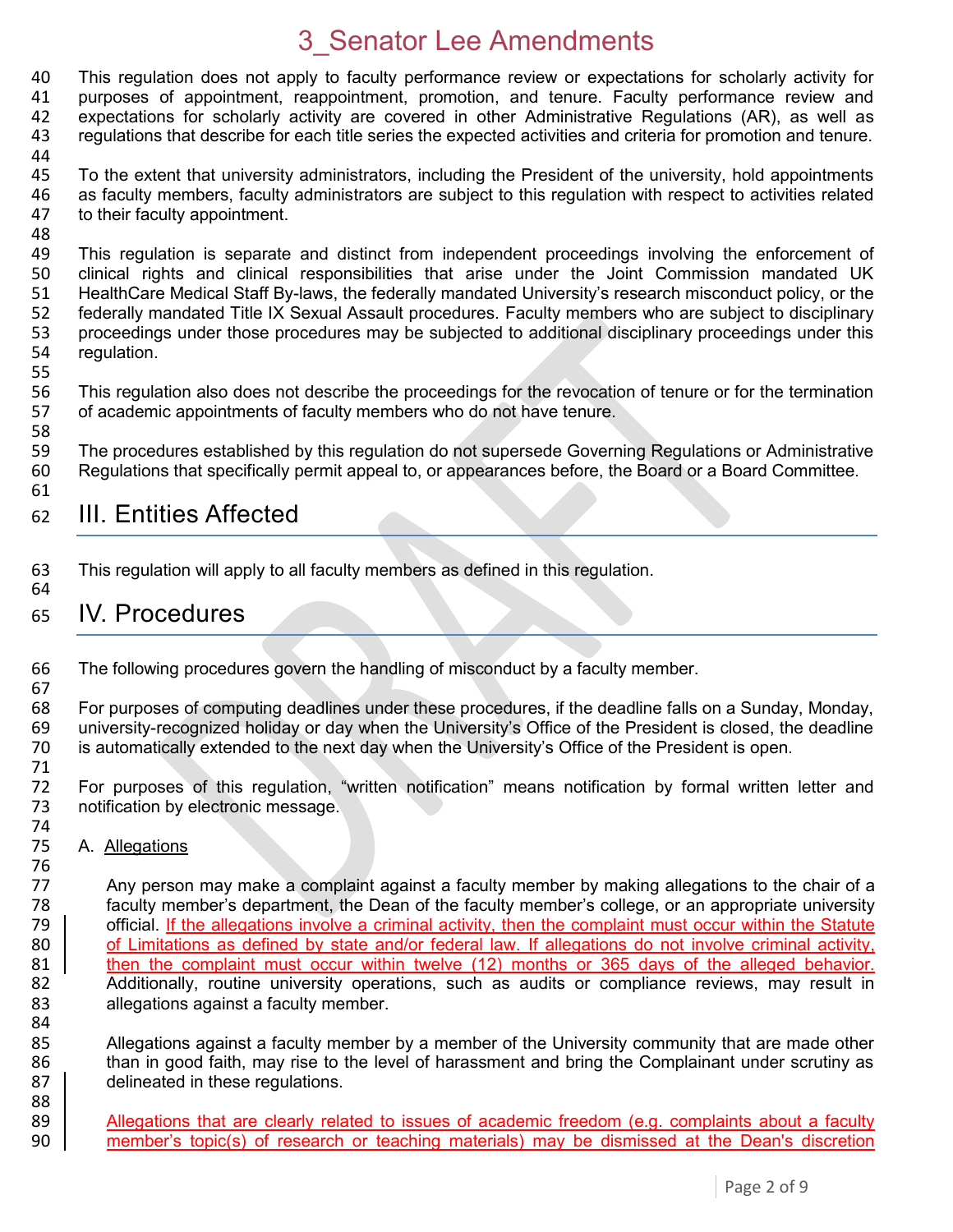This regulation does not apply to faculty performance review or expectations for scholarly activity for purposes of appointment, reappointment, promotion, and tenure. Faculty performance review and expectations for scholarly activity are covered in other Administrative Regulations (AR), as well as regulations that describe for each title series the expected activities and criteria for promotion and tenure.

To the extent that university administrators, including the President of the university, hold appointments as faculty members, faculty administrators are subject to this regulation with respect to activities related to their faculty appointment.

This regulation is separate and distinct from independent proceedings involving the enforcement of clinical rights and clinical responsibilities that arise under the Joint Commission mandated UK HealthCare Medical Staff By-laws, the federally mandated University's research misconduct policy, or the federally mandated Title IX Sexual Assault procedures. Faculty members who are subject to disciplinary proceedings under those procedures may be subjected to additional disciplinary proceedings under this regulation.

This regulation also does not describe the proceedings for the revocation of tenure or for the termination of academic appointments of faculty members who do not have tenure.

The procedures established by this regulation do not supersede Governing Regulations or Administrative Regulations that specifically permit appeal to, or appearances before, the Board or a Board Committee.

## III. Entities Affected

This regulation will apply to all faculty members as defined in this regulation.

## IV. Procedures

The following procedures govern the handling of misconduct by a faculty member.

For purposes of computing deadlines under these procedures, if the deadline falls on a Sunday, Monday, university-recognized holiday or day when the University's Office of the President is closed, the deadline is automatically extended to the next day when the University's Office of the President is open.

For purposes of this regulation, "written notification" means notification by formal written letter and notification by electronic message.

### A. Allegations

Any person may make a complaint against a faculty member by making allegations to the chair of a faculty member's department, the Dean of the faculty member's college, or an appropriate university official. If the allegations involve a criminal activity, then the complaint must occur within the Statute of Limitations as defined by state and/or federal law. If allegations do not involve criminal activity, then the complaint must occur within twelve (12) months or 365 days of the alleged behavior. Additionally, routine university operations, such as audits or compliance reviews, may result in allegations against a faculty member.

Allegations against a faculty member by a member of the University community that are made other than in good faith, may rise to the level of harassment and bring the Complainant under scrutiny as delineated in these regulations.

Allegations that are clearly related to issues of academic freedom (e.g. complaints about a faculty member's topic(s) of research or teaching materials) may be dismissed at the Dean's discretion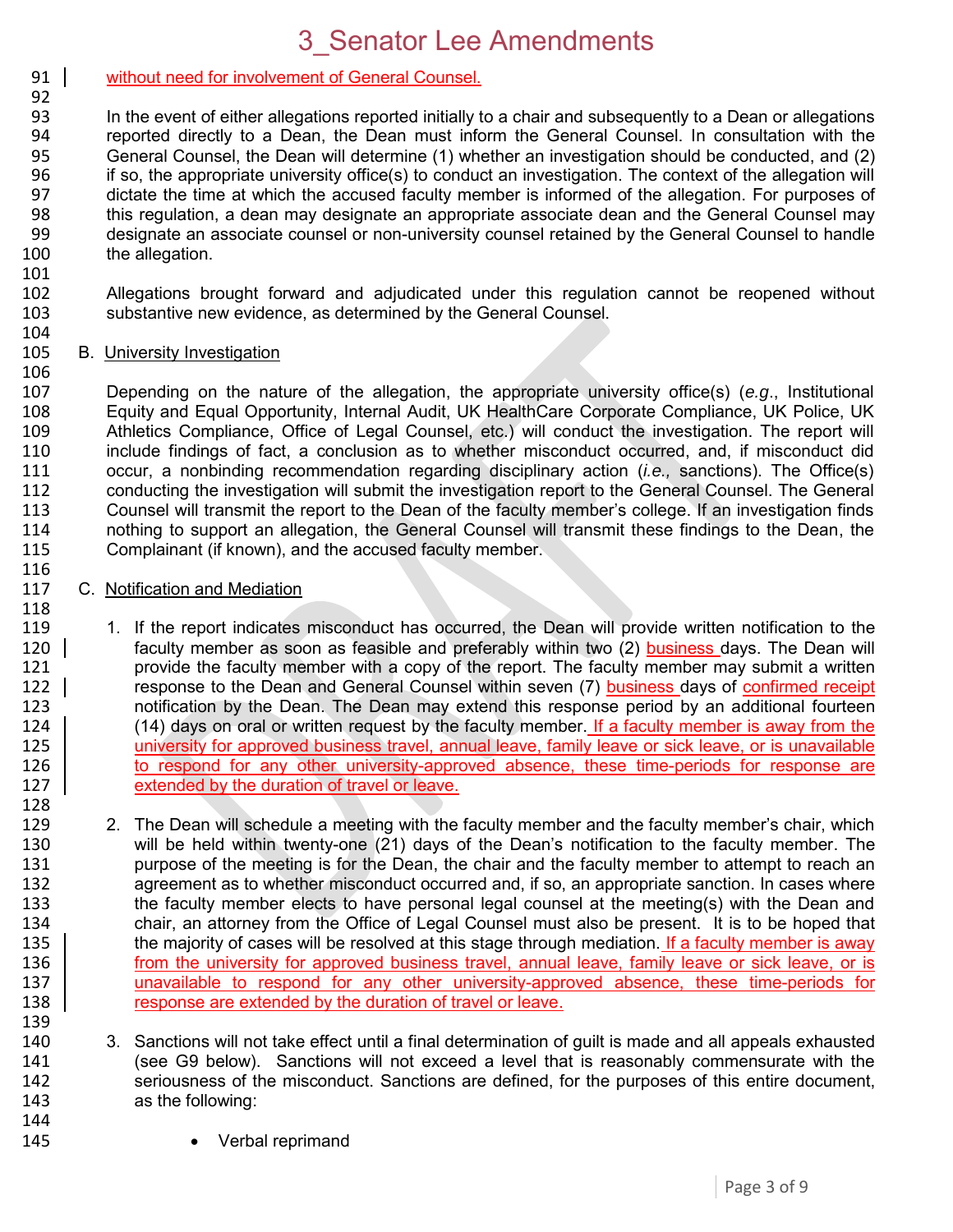without need for involvement of General Counsel.

In the event of either allegations reported initially to a chair and subsequently to a Dean or allegations reported directly to a Dean, the Dean must inform the General Counsel. In consultation with the General Counsel, the Dean will determine (1) whether an investigation should be conducted, and (2) if so, the appropriate university office(s) to conduct an investigation. The context of the allegation will dictate the time at which the accused faculty member is informed of the allegation. For purposes of this regulation, a dean may designate an appropriate associate dean and the General Counsel may designate an associate counsel or non-university counsel retained by the General Counsel to handle the allegation.

Allegations brought forward and adjudicated under this regulation cannot be reopened without substantive new evidence, as determined by the General Counsel.

B. University Investigation

Depending on the nature of the allegation, the appropriate university office(s) (*e.g*., Institutional Equity and Equal Opportunity, Internal Audit, UK HealthCare Corporate Compliance, UK Police, UK Athletics Compliance, Office of Legal Counsel, etc.) will conduct the investigation. The report will include findings of fact, a conclusion as to whether misconduct occurred, and, if misconduct did occur, a nonbinding recommendation regarding disciplinary action (*i.e.,* sanctions). The Office(s) conducting the investigation will submit the investigation report to the General Counsel. The General Counsel will transmit the report to the Dean of the faculty member's college. If an investigation finds nothing to support an allegation, the General Counsel will transmit these findings to the Dean, the Complainant (if known), and the accused faculty member.

C. Notification and Mediation

1. If the report indicates misconduct has occurred, the Dean will provide written notification to the faculty member as soon as feasible and preferably within two (2) business days. The Dean will provide the faculty member with a copy of the report. The faculty member may submit a written response to the Dean and General Counsel within seven (7) business days of confirmed receipt notification by the Dean. The Dean may extend this response period by an additional fourteen (14) days on oral or written request by the faculty member. If a faculty member is away from the university for approved business travel, annual leave, family leave or sick leave, or is unavailable to respond for any other university-approved absence, these time-periods for response are extended by the duration of travel or leave.

2. The Dean will schedule a meeting with the faculty member and the faculty member's chair, which will be held within twenty-one (21) days of the Dean's notification to the faculty member. The purpose of the meeting is for the Dean, the chair and the faculty member to attempt to reach an agreement as to whether misconduct occurred and, if so, an appropriate sanction. In cases where the faculty member elects to have personal legal counsel at the meeting(s) with the Dean and chair, an attorney from the Office of Legal Counsel must also be present. It is to be hoped that the majority of cases will be resolved at this stage through mediation. If a faculty member is away from the university for approved business travel, annual leave, family leave or sick leave, or is unavailable to respond for any other university-approved absence, these time-periods for response are extended by the duration of travel or leave.

3. Sanctions will not take effect until a final determination of guilt is made and all appeals exhausted (see G9 below). Sanctions will not exceed a level that is reasonably commensurate with the seriousness of the misconduct. Sanctions are defined, for the purposes of this entire document, as the following:

   - Verbal reprimand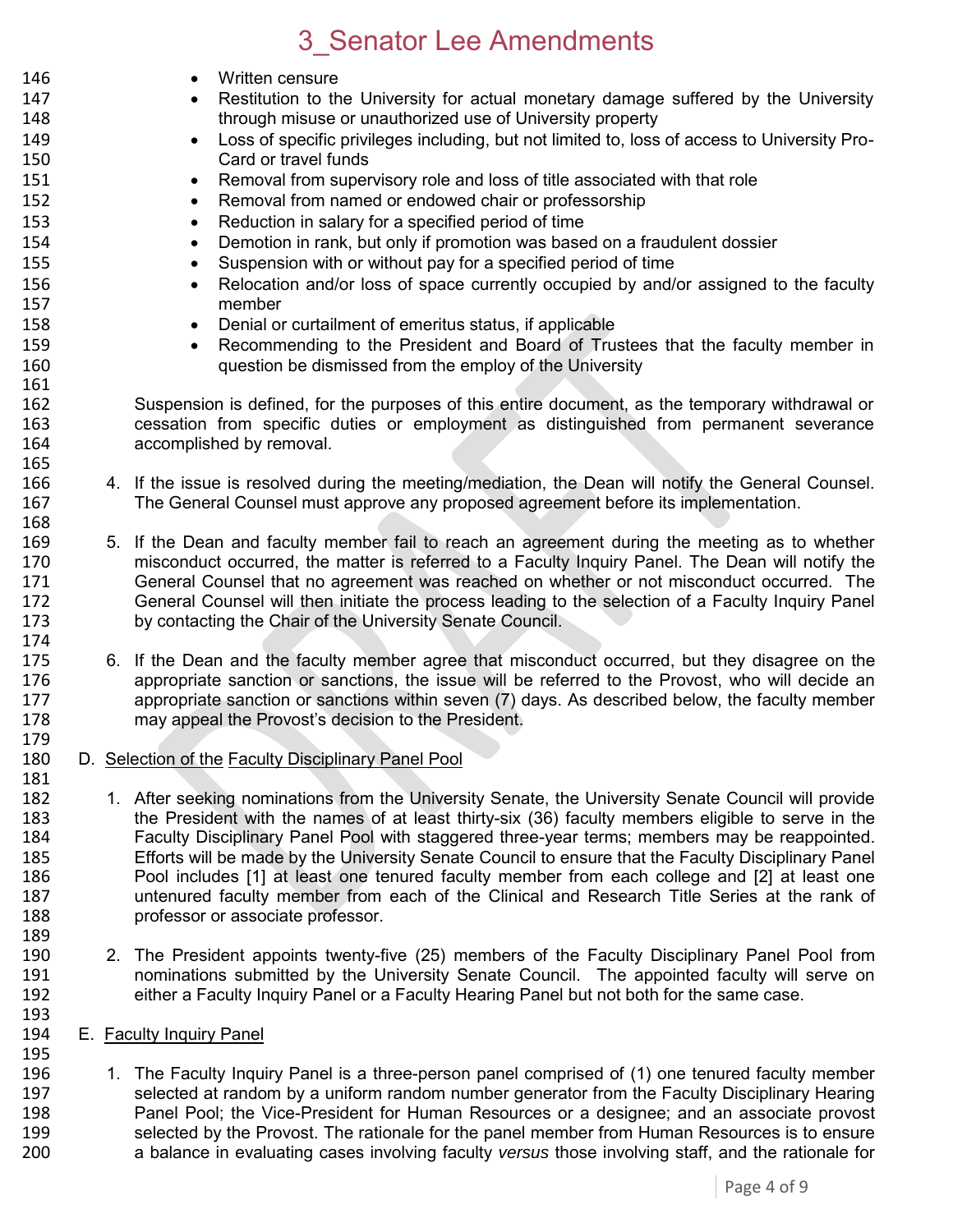- Written censure
- Restitution to the University for actual monetary damage suffered by the University through misuse or unauthorized use of University property
- Loss of specific privileges including, but not limited to, loss of access to University Pro-Card or travel funds
- Removal from supervisory role and loss of title associated with that role
- Removal from named or endowed chair or professorship
- Reduction in salary for a specified period of time
- Demotion in rank, but only if promotion was based on a fraudulent dossier
- Suspension with or without pay for a specified period of time
- Relocation and/or loss of space currently occupied by and/or assigned to the faculty member
- Denial or curtailment of emeritus status, if applicable
- Recommending to the President and Board of Trustees that the faculty member in question be dismissed from the employ of the University

Suspension is defined, for the purposes of this entire document, as the temporary withdrawal or cessation from specific duties or employment as distinguished from permanent severance accomplished by removal.

4. If the issue is resolved during the meeting/mediation, the Dean will notify the General Counsel. The General Counsel must approve any proposed agreement before its implementation.

5. If the Dean and faculty member fail to reach an agreement during the meeting as to whether misconduct occurred, the matter is referred to a Faculty Inquiry Panel. The Dean will notify the General Counsel that no agreement was reached on whether or not misconduct occurred. The General Counsel will then initiate the process leading to the selection of a Faculty Inquiry Panel by contacting the Chair of the University Senate Council.

6. If the Dean and the faculty member agree that misconduct occurred, but they disagree on the appropriate sanction or sanctions, the issue will be referred to the Provost, who will decide an appropriate sanction or sanctions within seven (7) days. As described below, the faculty member may appeal the Provost's decision to the President.

D. <u>Selection of the</u> <u>Faculty Disciplinary Panel Pool</u>

1. After seeking nominations from the University Senate, the University Senate Council will provide the President with the names of at least thirty-six (36) faculty members eligible to serve in the Faculty Disciplinary Panel Pool with staggered three-year terms; members may be reappointed. Efforts will be made by the University Senate Council to ensure that the Faculty Disciplinary Panel Pool includes [1] at least one tenured faculty member from each college and [2] at least one untenured faculty member from each of the Clinical and Research Title Series at the rank of professor or associate professor.

2. The President appoints twenty-five (25) members of the Faculty Disciplinary Panel Pool from nominations submitted by the University Senate Council. The appointed faculty will serve on either a Faculty Inquiry Panel or a Faculty Hearing Panel but not both for the same case.

E. <u>Faculty Inquiry Panel</u>

1. The Faculty Inquiry Panel is a three-person panel comprised of (1) one tenured faculty member selected at random by a uniform random number generator from the Faculty Disciplinary Hearing Panel Pool; the Vice-President for Human Resources or a designee; and an associate provost selected by the Provost. The rationale for the panel member from Human Resources is to ensure a balance in evaluating cases involving faculty *versus* those involving staff, and the rationale for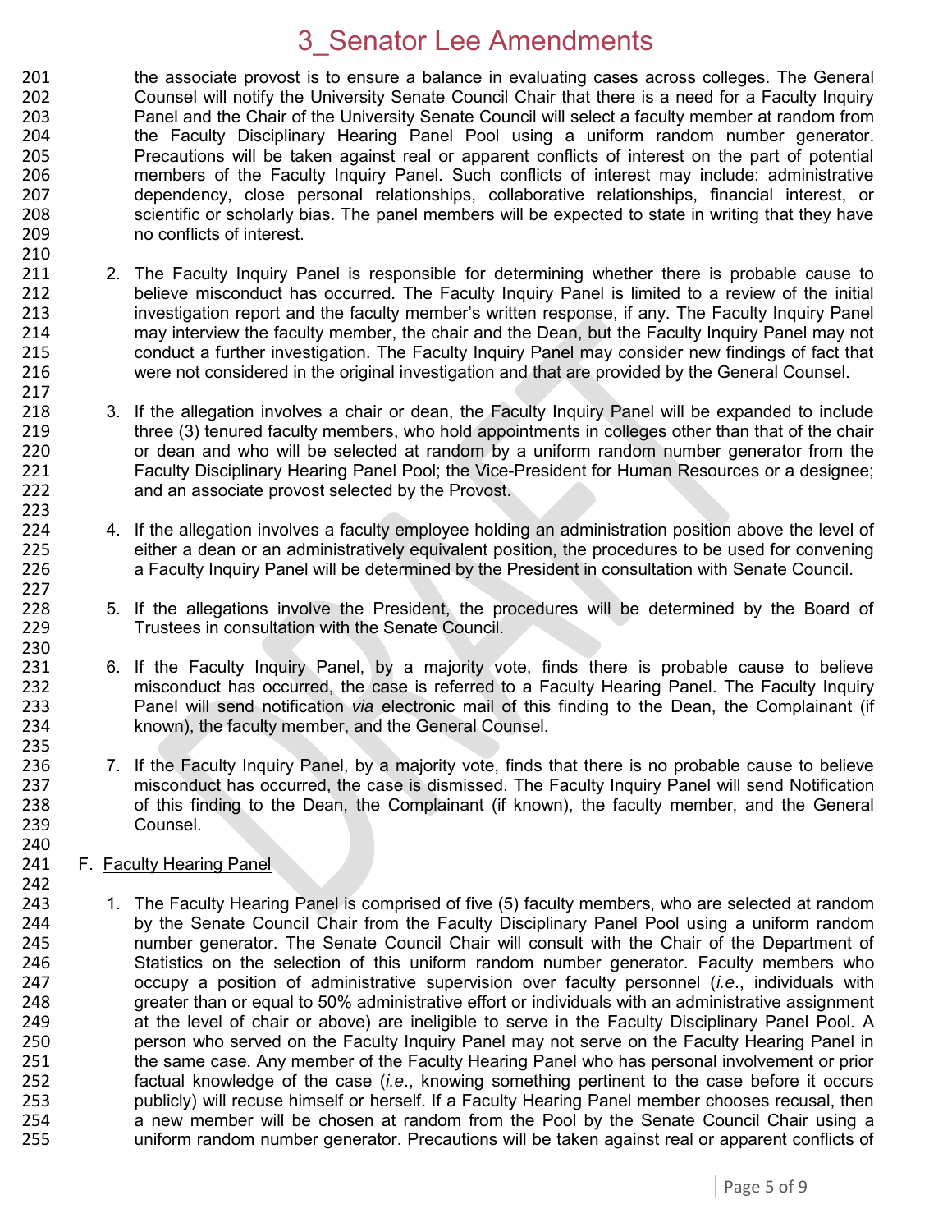the associate provost is to ensure a balance in evaluating cases across colleges. The General Counsel will notify the University Senate Council Chair that there is a need for a Faculty Inquiry Panel and the Chair of the University Senate Council will select a faculty member at random from the Faculty Disciplinary Hearing Panel Pool using a uniform random number generator. Precautions will be taken against real or apparent conflicts of interest on the part of potential members of the Faculty Inquiry Panel. Such conflicts of interest may include: administrative dependency, close personal relationships, collaborative relationships, financial interest, or scientific or scholarly bias. The panel members will be expected to state in writing that they have no conflicts of interest.

2. The Faculty Inquiry Panel is responsible for determining whether there is probable cause to believe misconduct has occurred. The Faculty Inquiry Panel is limited to a review of the initial investigation report and the faculty member's written response, if any. The Faculty Inquiry Panel may interview the faculty member, the chair and the Dean, but the Faculty Inquiry Panel may not conduct a further investigation. The Faculty Inquiry Panel may consider new findings of fact that were not considered in the original investigation and that are provided by the General Counsel.

3. If the allegation involves a chair or dean, the Faculty Inquiry Panel will be expanded to include three (3) tenured faculty members, who hold appointments in colleges other than that of the chair or dean and who will be selected at random by a uniform random number generator from the Faculty Disciplinary Hearing Panel Pool; the Vice-President for Human Resources or a designee; and an associate provost selected by the Provost.

4. If the allegation involves a faculty employee holding an administration position above the level of either a dean or an administratively equivalent position, the procedures to be used for convening a Faculty Inquiry Panel will be determined by the President in consultation with Senate Council.

5. If the allegations involve the President, the procedures will be determined by the Board of Trustees in consultation with the Senate Council.

6. If the Faculty Inquiry Panel, by a majority vote, finds there is probable cause to believe misconduct has occurred, the case is referred to a Faculty Hearing Panel. The Faculty Inquiry Panel will send notification *via* electronic mail of this finding to the Dean, the Complainant (if known), the faculty member, and the General Counsel.

7. If the Faculty Inquiry Panel, by a majority vote, finds that there is no probable cause to believe misconduct has occurred, the case is dismissed. The Faculty Inquiry Panel will send Notification of this finding to the Dean, the Complainant (if known), the faculty member, and the General Counsel.

F. <u>Faculty Hearing Panel</u>

1. The Faculty Hearing Panel is comprised of five (5) faculty members, who are selected at random by the Senate Council Chair from the Faculty Disciplinary Panel Pool using a uniform random number generator. The Senate Council Chair will consult with the Chair of the Department of Statistics on the selection of this uniform random number generator. Faculty members who occupy a position of administrative supervision over faculty personnel (*i.e.*, individuals with greater than or equal to 50% administrative effort or individuals with an administrative assignment at the level of chair or above) are ineligible to serve in the Faculty Disciplinary Panel Pool. A person who served on the Faculty Inquiry Panel may not serve on the Faculty Hearing Panel in the same case. Any member of the Faculty Hearing Panel who has personal involvement or prior factual knowledge of the case (*i.e.*, knowing something pertinent to the case before it occurs publicly) will recuse himself or herself. If a Faculty Hearing Panel member chooses recusal, then a new member will be chosen at random from the Pool by the Senate Council Chair using a uniform random number generator. Precautions will be taken against real or apparent conflicts of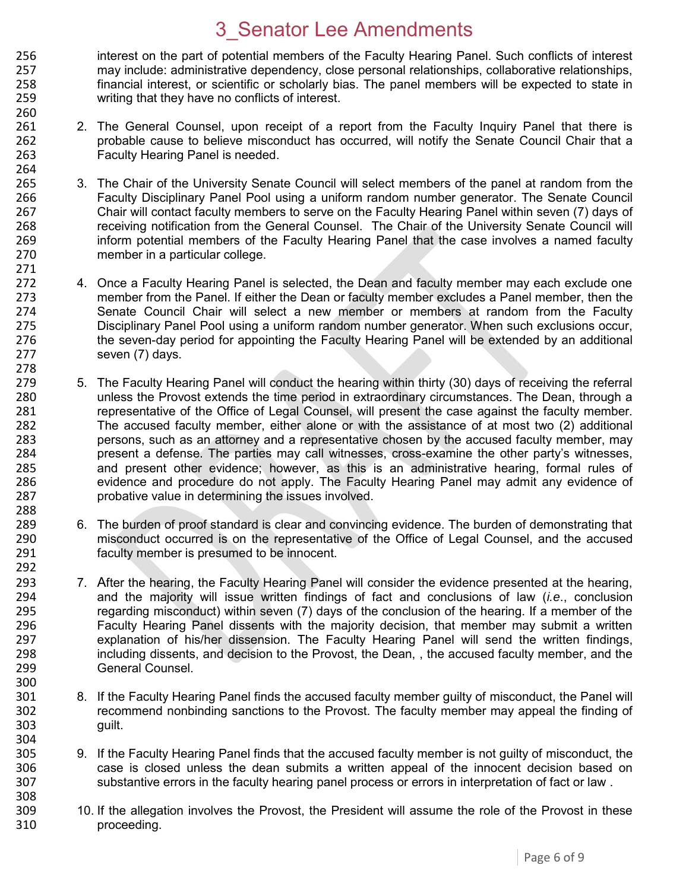interest on the part of potential members of the Faculty Hearing Panel. Such conflicts of interest may include: administrative dependency, close personal relationships, collaborative relationships, financial interest, or scientific or scholarly bias. The panel members will be expected to state in writing that they have no conflicts of interest.

2. The General Counsel, upon receipt of a report from the Faculty Inquiry Panel that there is probable cause to believe misconduct has occurred, will notify the Senate Council Chair that a Faculty Hearing Panel is needed.

3. The Chair of the University Senate Council will select members of the panel at random from the Faculty Disciplinary Panel Pool using a uniform random number generator. The Senate Council Chair will contact faculty members to serve on the Faculty Hearing Panel within seven (7) days of receiving notification from the General Counsel. The Chair of the University Senate Council will inform potential members of the Faculty Hearing Panel that the case involves a named faculty member in a particular college.

4. Once a Faculty Hearing Panel is selected, the Dean and faculty member may each exclude one member from the Panel. If either the Dean or faculty member excludes a Panel member, then the Senate Council Chair will select a new member or members at random from the Faculty Disciplinary Panel Pool using a uniform random number generator. When such exclusions occur, the seven-day period for appointing the Faculty Hearing Panel will be extended by an additional seven (7) days.

5. The Faculty Hearing Panel will conduct the hearing within thirty (30) days of receiving the referral unless the Provost extends the time period in extraordinary circumstances. The Dean, through a representative of the Office of Legal Counsel, will present the case against the faculty member. The accused faculty member, either alone or with the assistance of at most two (2) additional persons, such as an attorney and a representative chosen by the accused faculty member, may present a defense. The parties may call witnesses, cross-examine the other party's witnesses, and present other evidence; however, as this is an administrative hearing, formal rules of evidence and procedure do not apply. The Faculty Hearing Panel may admit any evidence of probative value in determining the issues involved.

6. The burden of proof standard is clear and convincing evidence. The burden of demonstrating that misconduct occurred is on the representative of the Office of Legal Counsel, and the accused faculty member is presumed to be innocent.

7. After the hearing, the Faculty Hearing Panel will consider the evidence presented at the hearing, and the majority will issue written findings of fact and conclusions of law (*i.e.*, conclusion regarding misconduct) within seven (7) days of the conclusion of the hearing. If a member of the Faculty Hearing Panel dissents with the majority decision, that member may submit a written explanation of his/her dissension. The Faculty Hearing Panel will send the written findings, including dissents, and decision to the Provost, the Dean, , the accused faculty member, and the General Counsel.

8. If the Faculty Hearing Panel finds the accused faculty member guilty of misconduct, the Panel will recommend nonbinding sanctions to the Provost. The faculty member may appeal the finding of guilt.

9. If the Faculty Hearing Panel finds that the accused faculty member is not guilty of misconduct, the case is closed unless the dean submits a written appeal of the innocent decision based on substantive errors in the faculty hearing panel process or errors in interpretation of fact or law .

10. If the allegation involves the Provost, the President will assume the role of the Provost in these proceeding.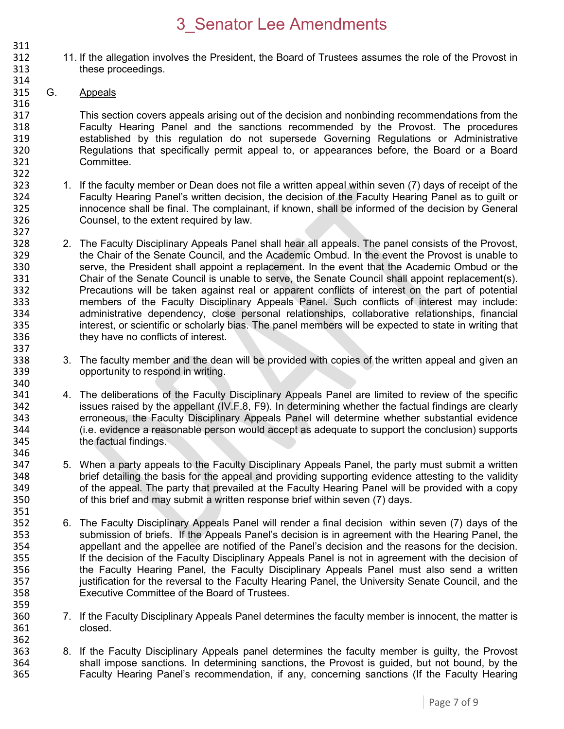11. If the allegation involves the President, the Board of Trustees assumes the role of the Provost in these proceedings.

G. Appeals

This section covers appeals arising out of the decision and nonbinding recommendations from the Faculty Hearing Panel and the sanctions recommended by the Provost. The procedures established by this regulation do not supersede Governing Regulations or Administrative Regulations that specifically permit appeal to, or appearances before, the Board or a Board Committee.

1. If the faculty member or Dean does not file a written appeal within seven (7) days of receipt of the Faculty Hearing Panel's written decision, the decision of the Faculty Hearing Panel as to guilt or innocence shall be final. The complainant, if known, shall be informed of the decision by General Counsel, to the extent required by law.

2. The Faculty Disciplinary Appeals Panel shall hear all appeals. The panel consists of the Provost, the Chair of the Senate Council, and the Academic Ombud. In the event the Provost is unable to serve, the President shall appoint a replacement. In the event that the Academic Ombud or the Chair of the Senate Council is unable to serve, the Senate Council shall appoint replacement(s). Precautions will be taken against real or apparent conflicts of interest on the part of potential members of the Faculty Disciplinary Appeals Panel. Such conflicts of interest may include: administrative dependency, close personal relationships, collaborative relationships, financial interest, or scientific or scholarly bias. The panel members will be expected to state in writing that they have no conflicts of interest.

3. The faculty member and the dean will be provided with copies of the written appeal and given an opportunity to respond in writing.

4. The deliberations of the Faculty Disciplinary Appeals Panel are limited to review of the specific issues raised by the appellant (IV.F.8, F9). In determining whether the factual findings are clearly erroneous, the Faculty Disciplinary Appeals Panel will determine whether substantial evidence (i.e. evidence a reasonable person would accept as adequate to support the conclusion) supports the factual findings.

5. When a party appeals to the Faculty Disciplinary Appeals Panel, the party must submit a written brief detailing the basis for the appeal and providing supporting evidence attesting to the validity of the appeal. The party that prevailed at the Faculty Hearing Panel will be provided with a copy of this brief and may submit a written response brief within seven (7) days.

6. The Faculty Disciplinary Appeals Panel will render a final decision within seven (7) days of the submission of briefs. If the Appeals Panel's decision is in agreement with the Hearing Panel, the appellant and the appellee are notified of the Panel's decision and the reasons for the decision. If the decision of the Faculty Disciplinary Appeals Panel is not in agreement with the decision of the Faculty Hearing Panel, the Faculty Disciplinary Appeals Panel must also send a written justification for the reversal to the Faculty Hearing Panel, the University Senate Council, and the Executive Committee of the Board of Trustees.

7. If the Faculty Disciplinary Appeals Panel determines the faculty member is innocent, the matter is closed.

8. If the Faculty Disciplinary Appeals panel determines the faculty member is guilty, the Provost shall impose sanctions. In determining sanctions, the Provost is guided, but not bound, by the Faculty Hearing Panel's recommendation, if any, concerning sanctions (If the Faculty Hearing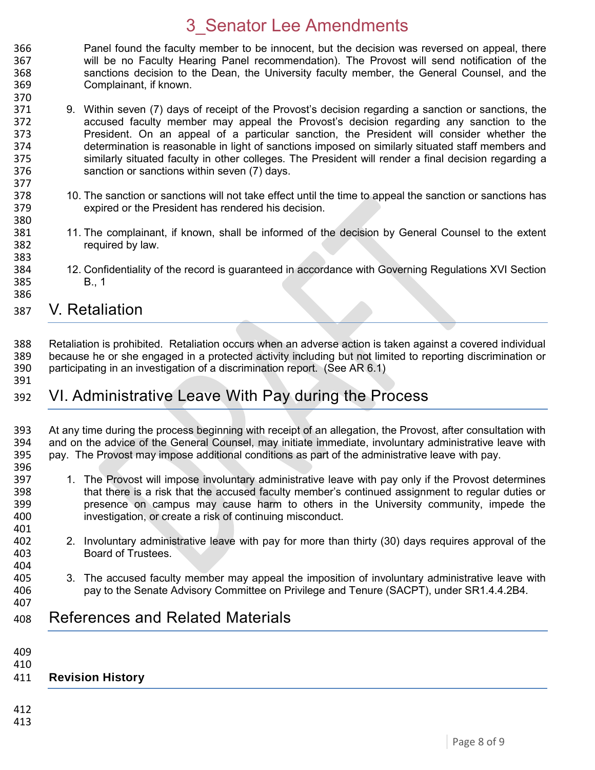Panel found the faculty member to be innocent, but the decision was reversed on appeal, there will be no Faculty Hearing Panel recommendation). The Provost will send notification of the sanctions decision to the Dean, the University faculty member, the General Counsel, and the Complainant, if known.

9. Within seven (7) days of receipt of the Provost's decision regarding a sanction or sanctions, the accused faculty member may appeal the Provost's decision regarding any sanction to the President. On an appeal of a particular sanction, the President will consider whether the determination is reasonable in light of sanctions imposed on similarly situated staff members and similarly situated faculty in other colleges. The President will render a final decision regarding a sanction or sanctions within seven (7) days.

10. The sanction or sanctions will not take effect until the time to appeal the sanction or sanctions has expired or the President has rendered his decision.

11. The complainant, if known, shall be informed of the decision by General Counsel to the extent required by law.

12. Confidentiality of the record is guaranteed in accordance with Governing Regulations XVI Section B., 1

## V. Retaliation

Retaliation is prohibited. Retaliation occurs when an adverse action is taken against a covered individual because he or she engaged in a protected activity including but not limited to reporting discrimination or participating in an investigation of a discrimination report. (See AR 6.1)

## VI. Administrative Leave With Pay during the Process

At any time during the process beginning with receipt of an allegation, the Provost, after consultation with and on the advice of the General Counsel, may initiate immediate, involuntary administrative leave with pay. The Provost may impose additional conditions as part of the administrative leave with pay.

1. The Provost will impose involuntary administrative leave with pay only if the Provost determines that there is a risk that the accused faculty member's continued assignment to regular duties or presence on campus may cause harm to others in the University community, impede the investigation, or create a risk of continuing misconduct.

2. Involuntary administrative leave with pay for more than thirty (30) days requires approval of the Board of Trustees.

3. The accused faculty member may appeal the imposition of involuntary administrative leave with pay to the Senate Advisory Committee on Privilege and Tenure (SACPT), under SR1.4.4.2B4.

## References and Related Materials

**Revision History**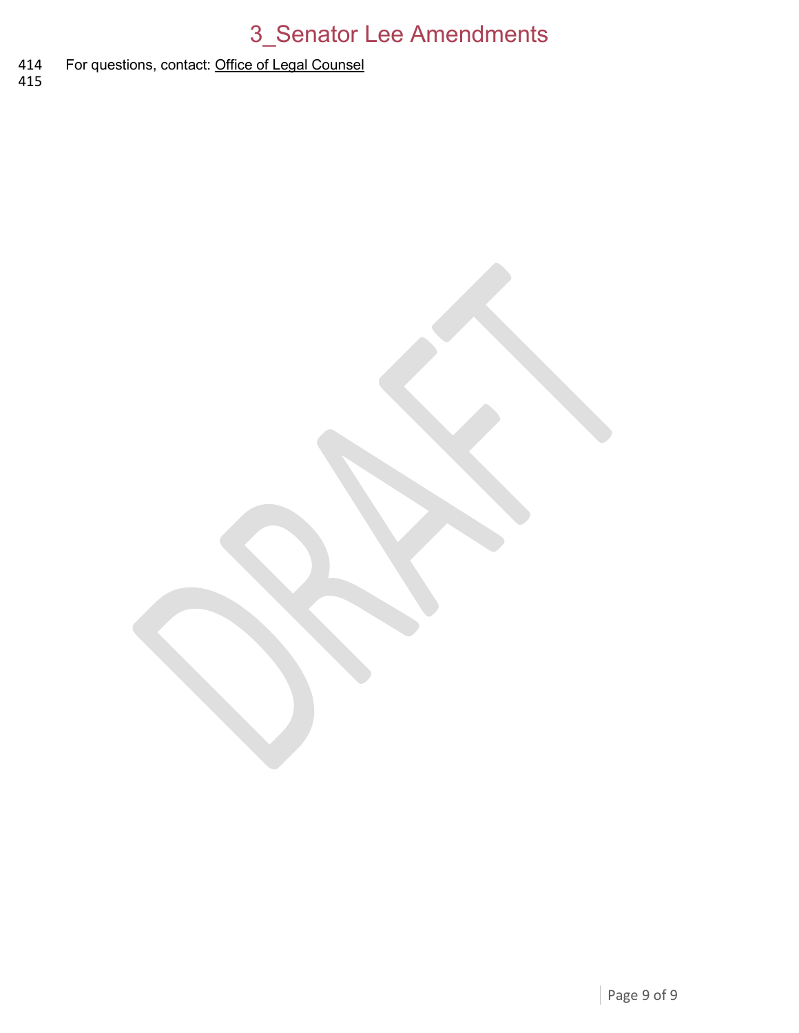414 For questions, contact: Office of Legal Counsel

415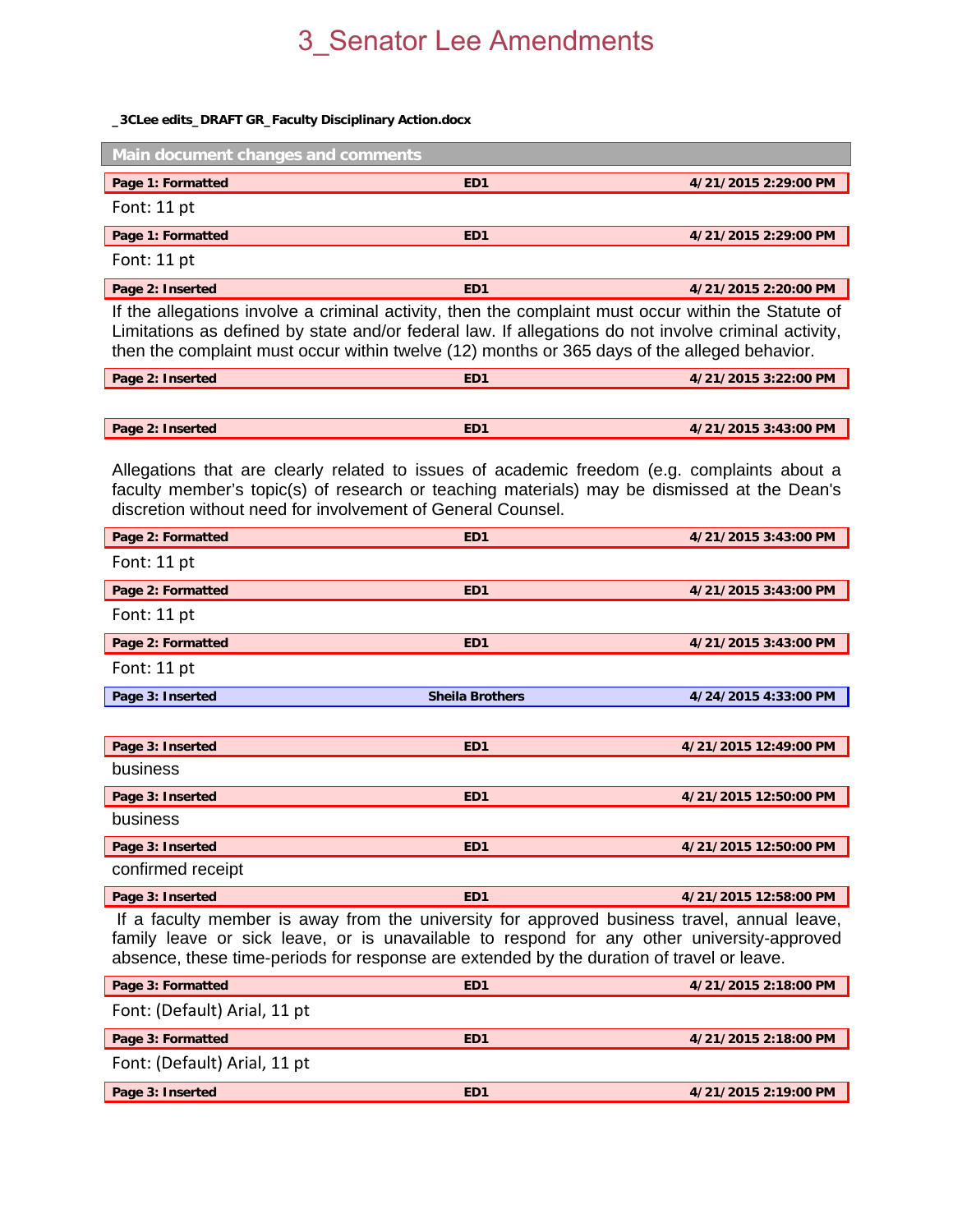# 3_Senator Lee Amendments

**_3CLee edits_DRAFT GR_Faculty Disciplinary Action.docx**

**Main document changes and comments**

| Page 1: Formatted | ED1 | 4/21/2015 2:29:00 PM |
|---|---|---|

Font: 11 pt

| Page 1: Formatted | ED1 | 4/21/2015 2:29:00 PM |
|---|---|---|

Font: 11 pt

| Page 2: Inserted | ED1 | 4/21/2015 2:20:00 PM |
|---|---|---|

If the allegations involve a criminal activity, then the complaint must occur within the Statute of Limitations as defined by state and/or federal law. If allegations do not involve criminal activity, then the complaint must occur within twelve (12) months or 365 days of the alleged behavior.

| Page 2: Inserted | ED1 | 4/21/2015 3:22:00 PM |
|---|---|---|

| Page 2: Inserted | ED1 | 4/21/2015 3:43:00 PM |
|---|---|---|

Allegations that are clearly related to issues of academic freedom (e.g. complaints about a faculty member's topic(s) of research or teaching materials) may be dismissed at the Dean's discretion without need for involvement of General Counsel.

| Page 2: Formatted | ED1 | 4/21/2015 3:43:00 PM |
|---|---|---|

Font: 11 pt

| Page 2: Formatted | ED1 | 4/21/2015 3:43:00 PM |
|---|---|---|

Font: 11 pt

| Page 2: Formatted | ED1 | 4/21/2015 3:43:00 PM |
|---|---|---|

Font: 11 pt

| Page 3: Inserted | Sheila Brothers | 4/24/2015 4:33:00 PM |
|---|---|---|

| Page 3: Inserted | ED1 | 4/21/2015 12:49:00 PM |
|---|---|---|

business

| Page 3: Inserted | ED1 | 4/21/2015 12:50:00 PM |
|---|---|---|

business

| Page 3: Inserted | ED1 | 4/21/2015 12:50:00 PM |
|---|---|---|

confirmed receipt

| Page 3: Inserted | ED1 | 4/21/2015 12:58:00 PM |
|---|---|---|

If a faculty member is away from the university for approved business travel, annual leave, family leave or sick leave, or is unavailable to respond for any other university-approved absence, these time-periods for response are extended by the duration of travel or leave.

| Page 3: Formatted | ED1 | 4/21/2015 2:18:00 PM |
|---|---|---|

Font: (Default) Arial, 11 pt

| Page 3: Formatted | ED1 | 4/21/2015 2:18:00 PM |
|---|---|---|

Font: (Default) Arial, 11 pt

| Page 3: Inserted | ED1 | 4/21/2015 2:19:00 PM |
|---|---|---|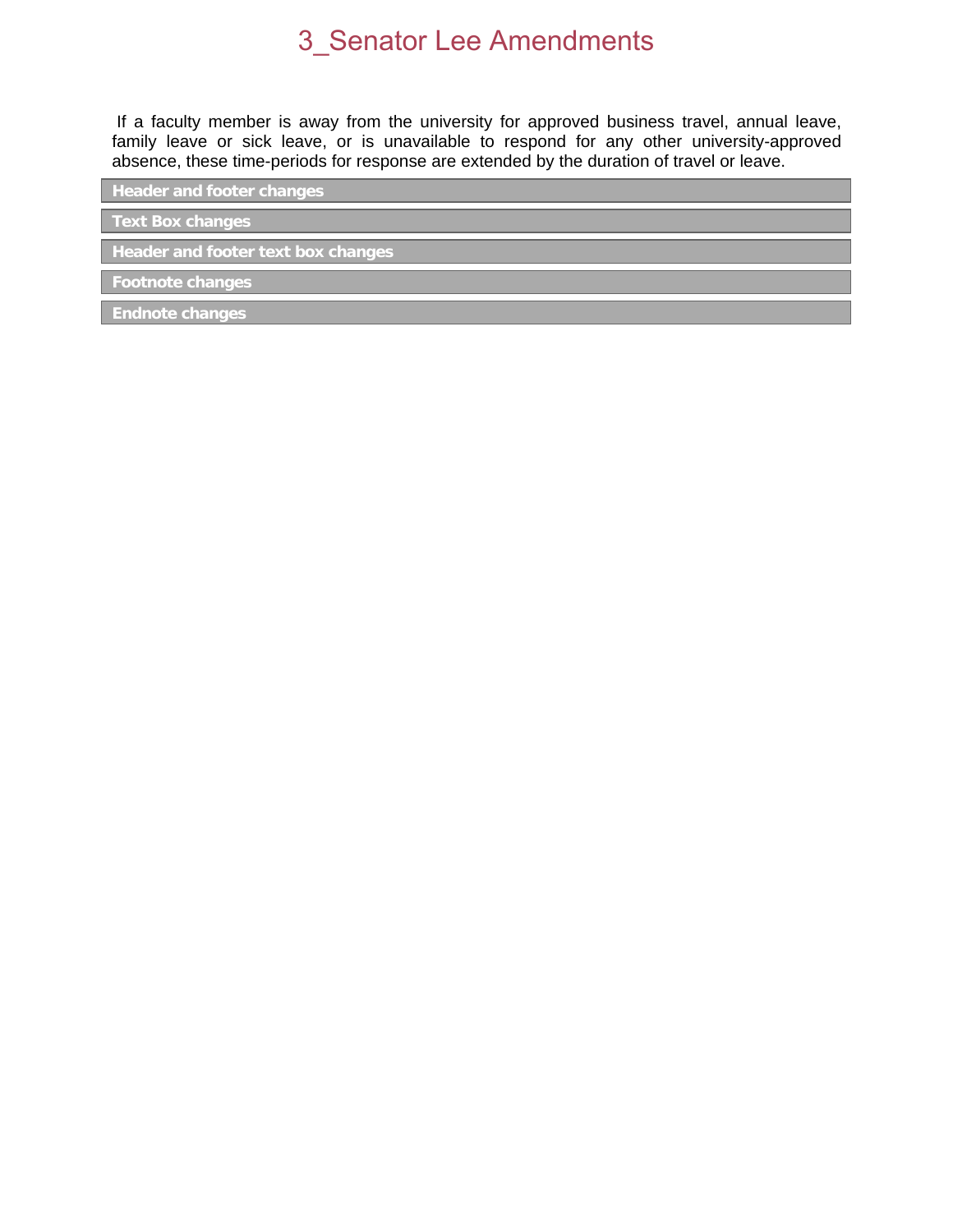# 3_Senator Lee Amendments

If a faculty member is away from the university for approved business travel, annual leave, family leave or sick leave, or is unavailable to respond for any other university-approved absence, these time-periods for response are extended by the duration of travel or leave.

**Header and footer changes**

**Text Box changes**

**Header and footer text box changes**

**Footnote changes**

**Endnote changes**